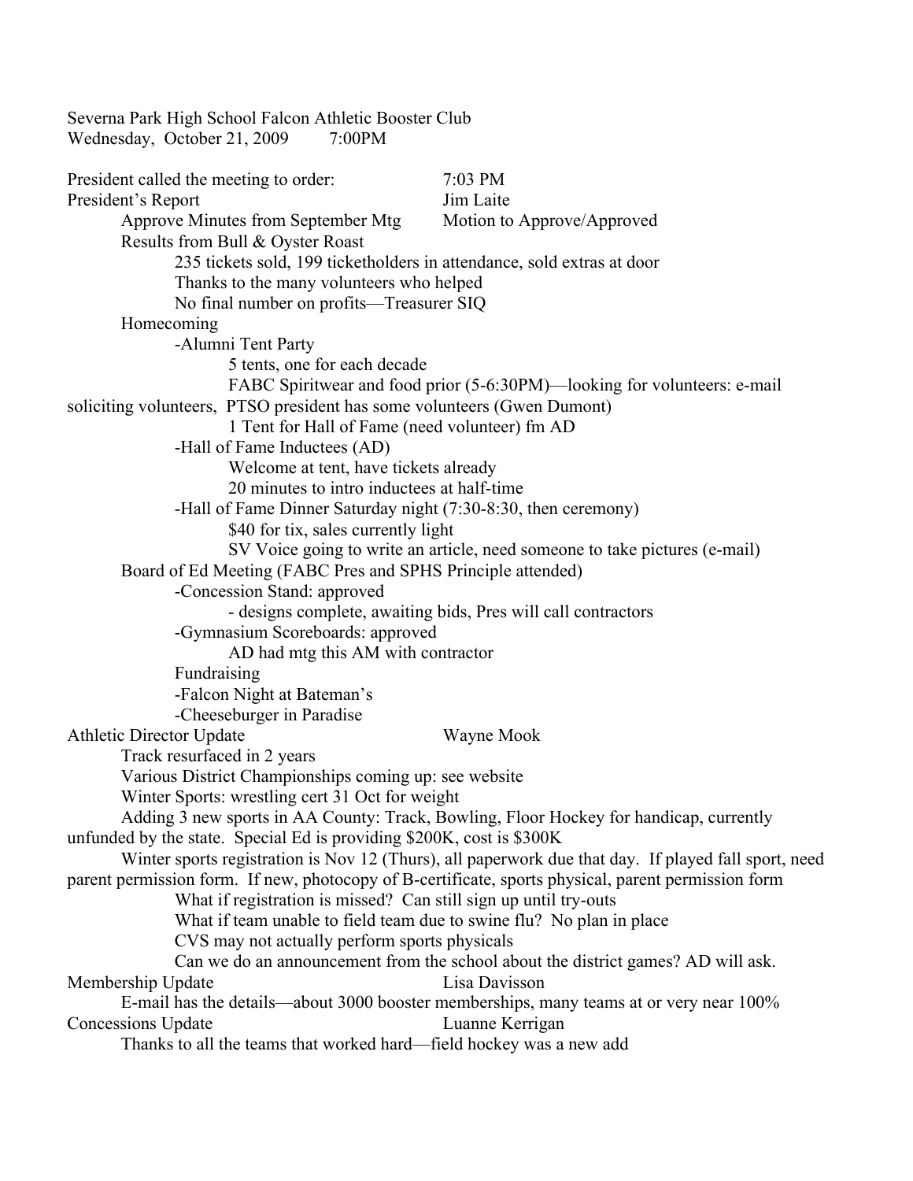Severna Park High School Falcon Athletic Booster Club
Wednesday, October 21, 2009 7:00PM

President called the meeting to order: 7:03 PM

President's Report — Jim Laite

- Approve Minutes from September Mtg — Motion to Approve/Approved
- Results from Bull & Oyster Roast
  - 235 tickets sold, 199 ticketholders in attendance, sold extras at door
  - Thanks to the many volunteers who helped
  - No final number on profits—Treasurer SIQ
- Homecoming
  - -Alumni Tent Party
    - 5 tents, one for each decade
    - FABC Spiritwear and food prior (5-6:30PM)—looking for volunteers: e-mail soliciting volunteers, PTSO president has some volunteers (Gwen Dumont)
    - 1 Tent for Hall of Fame (need volunteer) fm AD
  - -Hall of Fame Inductees (AD)
    - Welcome at tent, have tickets already
    - 20 minutes to intro inductees at half-time
  - -Hall of Fame Dinner Saturday night (7:30-8:30, then ceremony)
    - $40 for tix, sales currently light
    - SV Voice going to write an article, need someone to take pictures (e-mail)
- Board of Ed Meeting (FABC Pres and SPHS Principle attended)
  - -Concession Stand: approved
    - - designs complete, awaiting bids, Pres will call contractors
  - -Gymnasium Scoreboards: approved
    - AD had mtg this AM with contractor
  - Fundraising
  - -Falcon Night at Bateman's
  - -Cheeseburger in Paradise

Athletic Director Update — Wayne Mook

- Track resurfaced in 2 years
- Various District Championships coming up: see website
- Winter Sports: wrestling cert 31 Oct for weight
- Adding 3 new sports in AA County: Track, Bowling, Floor Hockey for handicap, currently unfunded by the state. Special Ed is providing $200K, cost is $300K
- Winter sports registration is Nov 12 (Thurs), all paperwork due that day. If played fall sport, need parent permission form. If new, photocopy of B-certificate, sports physical, parent permission form
  - What if registration is missed? Can still sign up until try-outs
  - What if team unable to field team due to swine flu? No plan in place
  - CVS may not actually perform sports physicals
  - Can we do an announcement from the school about the district games? AD will ask.

Membership Update — Lisa Davisson

- E-mail has the details—about 3000 booster memberships, many teams at or very near 100%

Concessions Update — Luanne Kerrigan

- Thanks to all the teams that worked hard—field hockey was a new add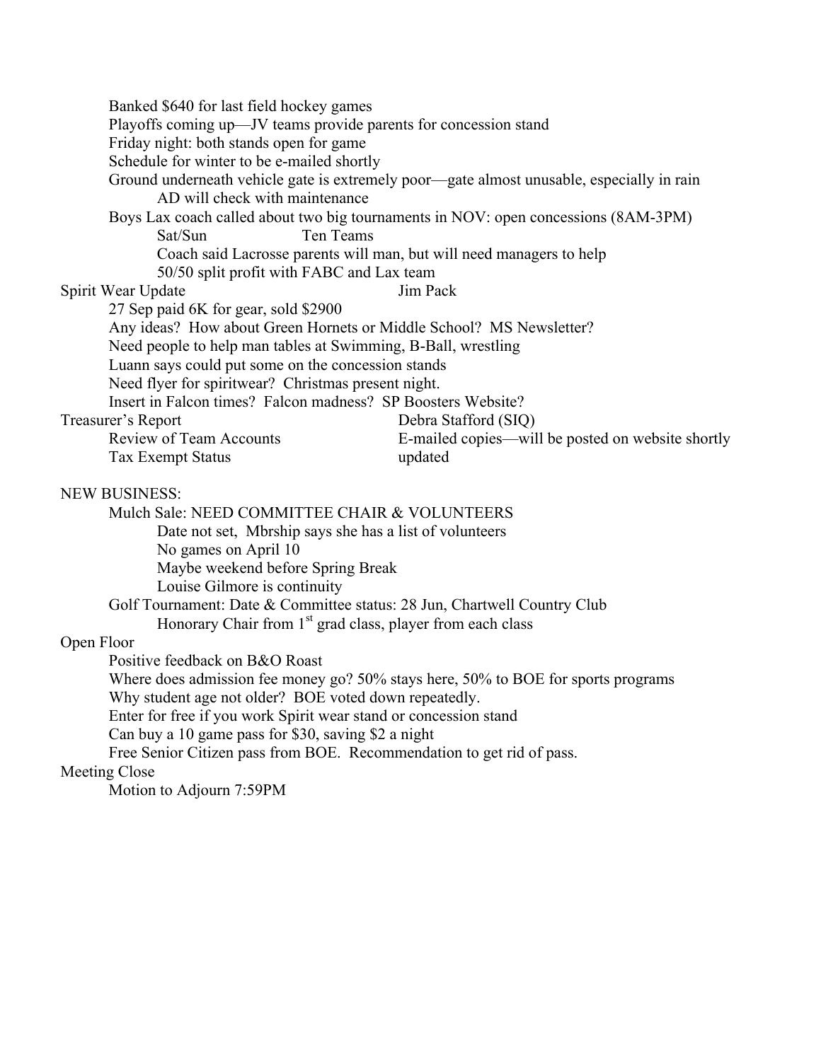- Banked $640 for last field hockey games
- Playoffs coming up—JV teams provide parents for concession stand
- Friday night: both stands open for game
- Schedule for winter to be e-mailed shortly
- Ground underneath vehicle gate is extremely poor—gate almost unusable, especially in rain
  - AD will check with maintenance
- Boys Lax coach called about two big tournaments in NOV: open concessions (8AM-3PM)
  - Sat/Sun          Ten Teams
  - Coach said Lacrosse parents will man, but will need managers to help
  - 50/50 split profit with FABC and Lax team

Spirit Wear Update                                        Jim Pack

- 27 Sep paid 6K for gear, sold $2900
- Any ideas? How about Green Hornets or Middle School? MS Newsletter?
- Need people to help man tables at Swimming, B-Ball, wrestling
- Luann says could put some on the concession stands
- Need flyer for spiritwear? Christmas present night.
- Insert in Falcon times? Falcon madness? SP Boosters Website?

Treasurer's Report                                        Debra Stafford (SIQ)

- Review of Team Accounts          E-mailed copies—will be posted on website shortly
- Tax Exempt Status                 updated

NEW BUSINESS:

- Mulch Sale: NEED COMMITTEE CHAIR & VOLUNTEERS
  - Date not set, Mbrship says she has a list of volunteers
  - No games on April 10
  - Maybe weekend before Spring Break
  - Louise Gilmore is continuity
- Golf Tournament: Date & Committee status: 28 Jun, Chartwell Country Club
  - Honorary Chair from 1st grad class, player from each class

Open Floor

- Positive feedback on B&O Roast
- Where does admission fee money go? 50% stays here, 50% to BOE for sports programs
- Why student age not older? BOE voted down repeatedly.
- Enter for free if you work Spirit wear stand or concession stand
- Can buy a 10 game pass for $30, saving $2 a night
- Free Senior Citizen pass from BOE. Recommendation to get rid of pass.

Meeting Close

- Motion to Adjourn 7:59PM